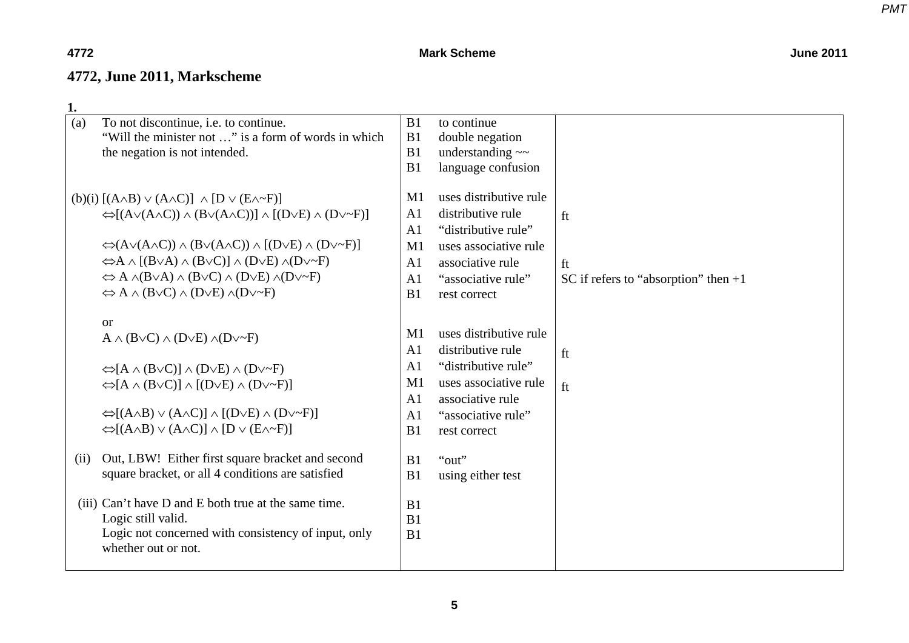# 4772, June 2011, Markscheme

**1.**

| | | |
|---|---|---|
| (a) To not discontinue, i.e. to continue. "Will the minister not …" is a form of words in which the negation is not intended. | B1 to continue<br>B1 double negation<br>B1 understanding ~~<br>B1 language confusion | |
| (b)(i) $[(A\wedge B) \vee (A\wedge C)] \wedge [D \vee (E\wedge \sim F)]$<br>$\Leftrightarrow[(A\vee(A\wedge C)) \wedge (B\vee(A\wedge C))] \wedge [(D\vee E) \wedge (D\vee \sim F)]$ | M1 uses distributive rule<br>A1 distributive rule<br>A1 "distributive rule" | ft |
| $\Leftrightarrow(A\vee(A\wedge C)) \wedge (B\vee(A\wedge C)) \wedge [(D\vee E) \wedge (D\vee \sim F)]$<br>$\Leftrightarrow A \wedge [(B\vee A) \wedge (B\vee C)] \wedge (D\vee E) \wedge(D\vee \sim F)$<br>$\Leftrightarrow A \wedge(B\vee A) \wedge (B\vee C) \wedge (D\vee E) \wedge(D\vee \sim F)$<br>$\Leftrightarrow A \wedge (B\vee C) \wedge (D\vee E) \wedge(D\vee \sim F)$ | M1 uses associative rule<br>A1 associative rule<br>A1 "associative rule"<br>B1 rest correct | ft<br>SC if refers to "absorption" then +1 |
| or<br>$A \wedge (B\vee C) \wedge (D\vee E) \wedge(D\vee \sim F)$<br>$\Leftrightarrow[A \wedge (B\vee C)] \wedge (D\vee E) \wedge (D\vee \sim F)$<br>$\Leftrightarrow[A \wedge (B\vee C)] \wedge [(D\vee E) \wedge (D\vee \sim F)]$ | M1 uses distributive rule<br>A1 distributive rule<br>A1 "distributive rule"<br>M1 uses associative rule | ft<br>ft |
| $\Leftrightarrow[(A\wedge B) \vee (A\wedge C)] \wedge [(D\vee E) \wedge (D\vee \sim F)]$<br>$\Leftrightarrow[(A\wedge B) \vee (A\wedge C)] \wedge [D \vee (E\wedge \sim F)]$ | A1 associative rule<br>A1 "associative rule"<br>B1 rest correct | |
| (ii) Out, LBW! Either first square bracket and second square bracket, or all 4 conditions are satisfied | B1 "out"<br>B1 using either test | |
| (iii) Can't have D and E both true at the same time.<br>Logic still valid.<br>Logic not concerned with consistency of input, only whether out or not. | B1<br>B1<br>B1 | |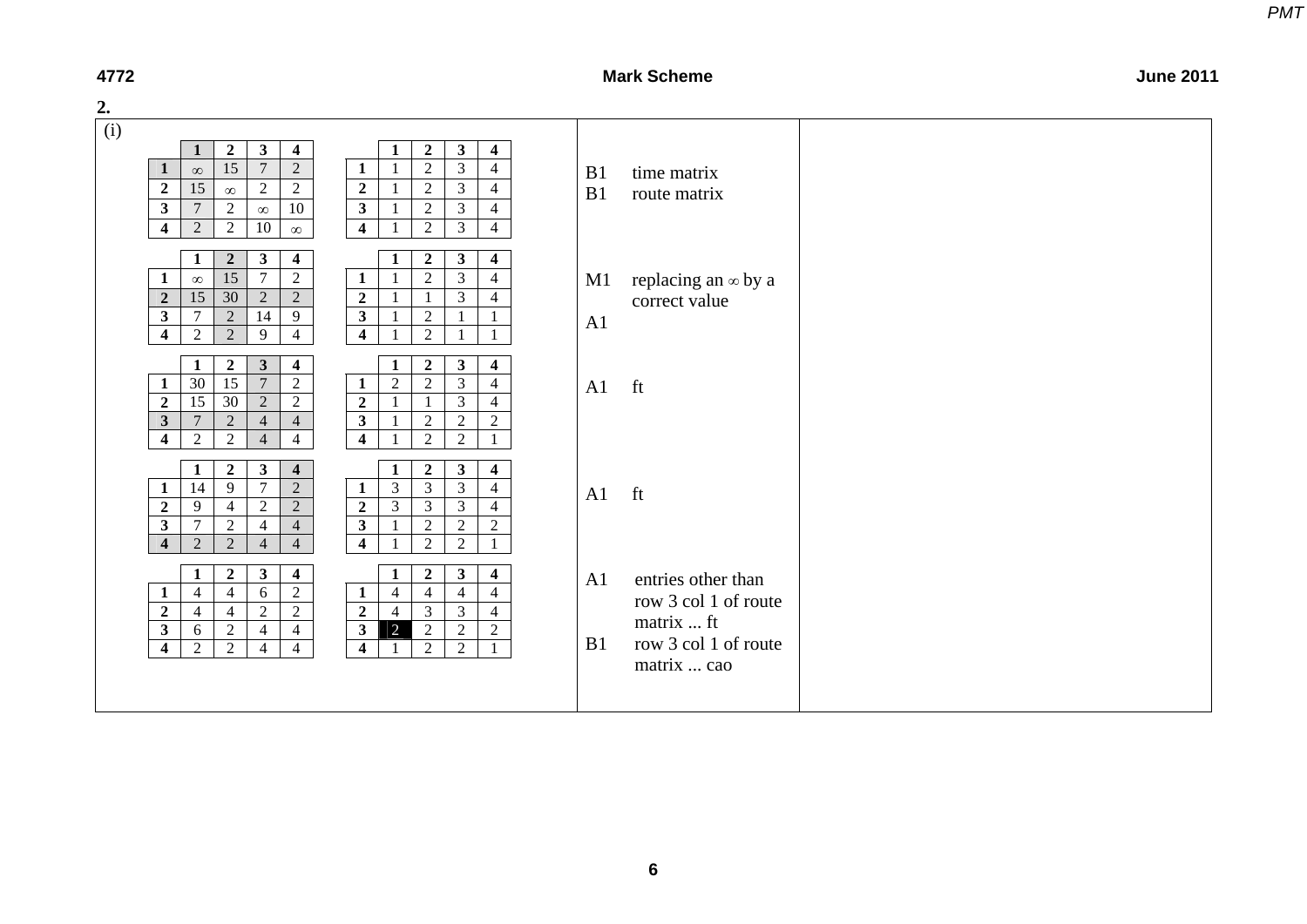## 2.

(i)

| | 1 | 2 | 3 | 4 |
|---|---|---|---|---|
| **1** | $\infty$ | 15 | 7 | 2 |
| **2** | 15 | $\infty$ | 2 | 2 |
| **3** | 7 | 2 | $\infty$ | 10 |
| **4** | 2 | 2 | 10 | $\infty$ |

| | 1 | 2 | 3 | 4 |
|---|---|---|---|---|
| **1** | 1 | 2 | 3 | 4 |
| **2** | 1 | 2 | 3 | 4 |
| **3** | 1 | 2 | 3 | 4 |
| **4** | 1 | 2 | 3 | 4 |

B1 time matrix
B1 route matrix

| | 1 | 2 | 3 | 4 |
|---|---|---|---|---|
| **1** | $\infty$ | 15 | 7 | 2 |
| **2** | 15 | 30 | 2 | 2 |
| **3** | 7 | 2 | 14 | 9 |
| **4** | 2 | 2 | 9 | 4 |

| | 1 | 2 | 3 | 4 |
|---|---|---|---|---|
| **1** | 1 | 2 | 3 | 4 |
| **2** | 1 | 1 | 3 | 4 |
| **3** | 1 | 2 | 1 | 1 |
| **4** | 1 | 2 | 1 | 1 |

M1 replacing an $\infty$ by a correct value
A1

| | 1 | 2 | 3 | 4 |
|---|---|---|---|---|
| **1** | 30 | 15 | 7 | 2 |
| **2** | 15 | 30 | 2 | 2 |
| **3** | 7 | 2 | 4 | 4 |
| **4** | 2 | 2 | 4 | 4 |

| | 1 | 2 | 3 | 4 |
|---|---|---|---|---|
| **1** | 2 | 2 | 3 | 4 |
| **2** | 1 | 1 | 3 | 4 |
| **3** | 1 | 2 | 2 | 2 |
| **4** | 1 | 2 | 2 | 1 |

A1 ft

| | 1 | 2 | 3 | 4 |
|---|---|---|---|---|
| **1** | 14 | 9 | 7 | 2 |
| **2** | 9 | 4 | 2 | 2 |
| **3** | 7 | 2 | 4 | 4 |
| **4** | 2 | 2 | 4 | 4 |

| | 1 | 2 | 3 | 4 |
|---|---|---|---|---|
| **1** | 3 | 3 | 3 | 4 |
| **2** | 3 | 3 | 3 | 4 |
| **3** | 1 | 2 | 2 | 2 |
| **4** | 1 | 2 | 2 | 1 |

A1 ft

| | 1 | 2 | 3 | 4 |
|---|---|---|---|---|
| **1** | 4 | 4 | 6 | 2 |
| **2** | 4 | 4 | 2 | 2 |
| **3** | 6 | 2 | 4 | 4 |
| **4** | 2 | 2 | 4 | 4 |

| | 1 | 2 | 3 | 4 |
|---|---|---|---|---|
| **1** | 4 | 4 | 4 | 4 |
| **2** | 4 | 3 | 3 | 4 |
| **3** | 2 | 2 | 2 | 2 |
| **4** | 1 | 2 | 2 | 1 |

A1 entries other than row 3 col 1 of route matrix ... ft
B1 row 3 col 1 of route matrix ... cao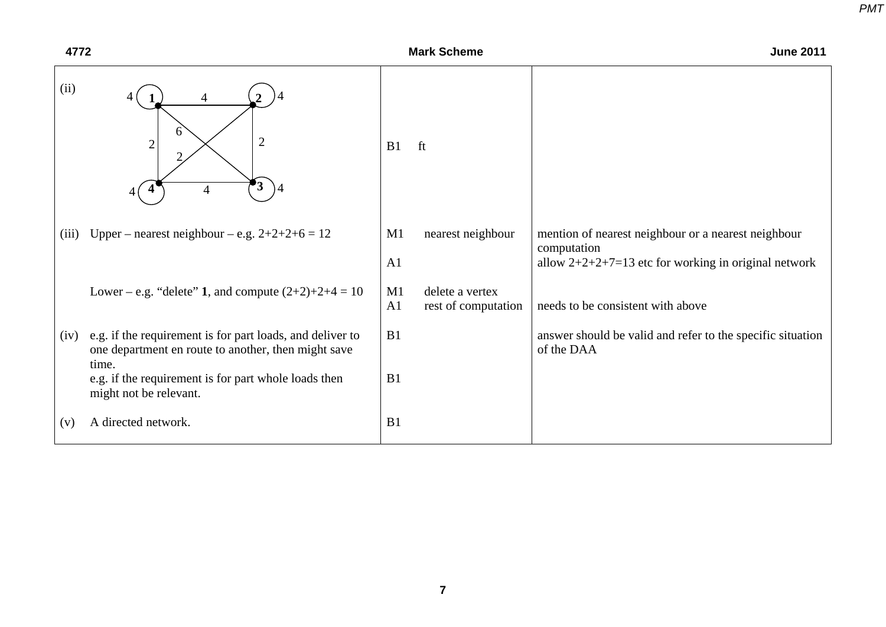| | | |
|---|---|---|
| (ii) [network diagram] | B1 ft | |
| (iii) Upper – nearest neighbour – e.g. 2+2+2+6 = 12 | M1 nearest neighbour<br>A1 | mention of nearest neighbour or a nearest neighbour computation<br>allow 2+2+2+7=13 etc for working in original network |
| Lower – e.g. "delete" **1**, and compute (2+2)+2+4 = 10 | M1 delete a vertex<br>A1 rest of computation | needs to be consistent with above |
| (iv) e.g. if the requirement is for part loads, and deliver to one department en route to another, then might save time. | B1 | answer should be valid and refer to the specific situation of the DAA |
| e.g. if the requirement is for part whole loads then might not be relevant. | B1 | |
| (v) A directed network. | B1 | |

Diagram labels (part (ii)):

4 1 4 2 4

6

2 2

2

4 4 4 3 4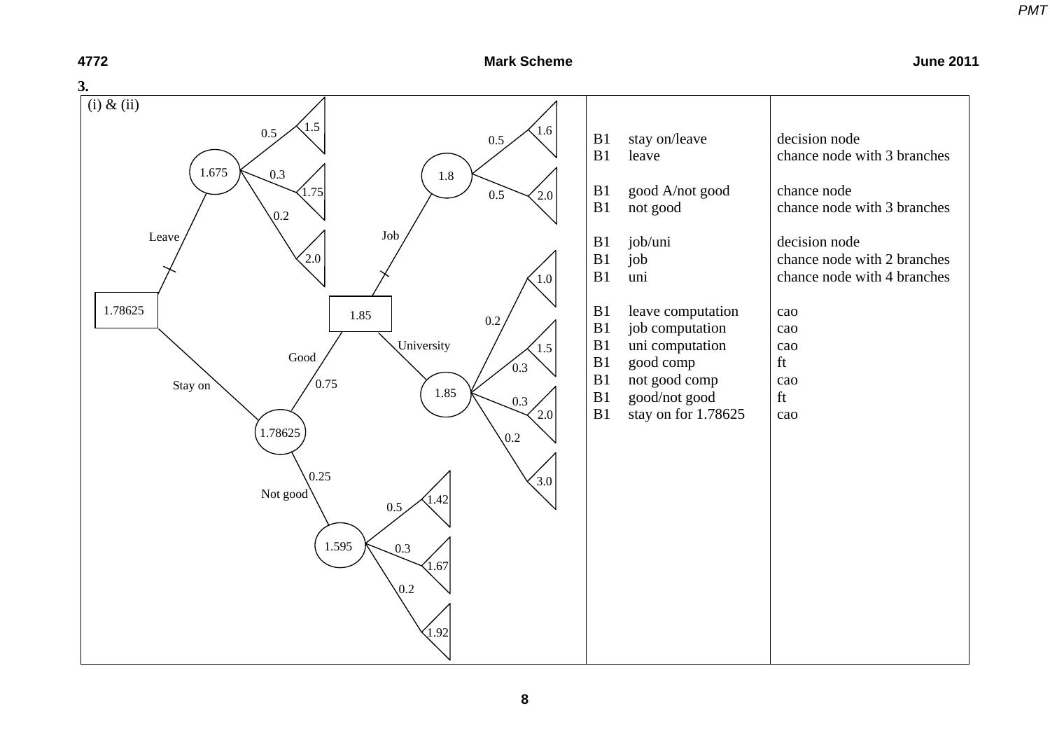**3.**

(i) & (ii)

1.78625

Leave

1.675

0.5 — 1.5

0.3 — 1.75

0.2 — 2.0

Stay on

1.78625

Good 0.75

1.85

Job

1.8

0.5 — 1.6

0.5 — 2.0

University

1.85

0.2 — 1.0

0.3 — 1.5

0.3 — 2.0

0.2 — 3.0

Not good 0.25

1.595

0.5 — 1.42

0.3 — 1.67

0.2 — 1.92

| | | |
|---|---|---|
| B1 | stay on/leave | decision node |
| B1 | leave | chance node with 3 branches |
| B1 | good A/not good | chance node |
| B1 | not good | chance node with 3 branches |
| B1 | job/uni | decision node |
| B1 | job | chance node with 2 branches |
| B1 | uni | chance node with 4 branches |
| B1 | leave computation | cao |
| B1 | job computation | cao |
| B1 | uni computation | cao |
| B1 | good comp | ft |
| B1 | not good comp | cao |
| B1 | good/not good | ft |
| B1 | stay on for 1.78625 | cao |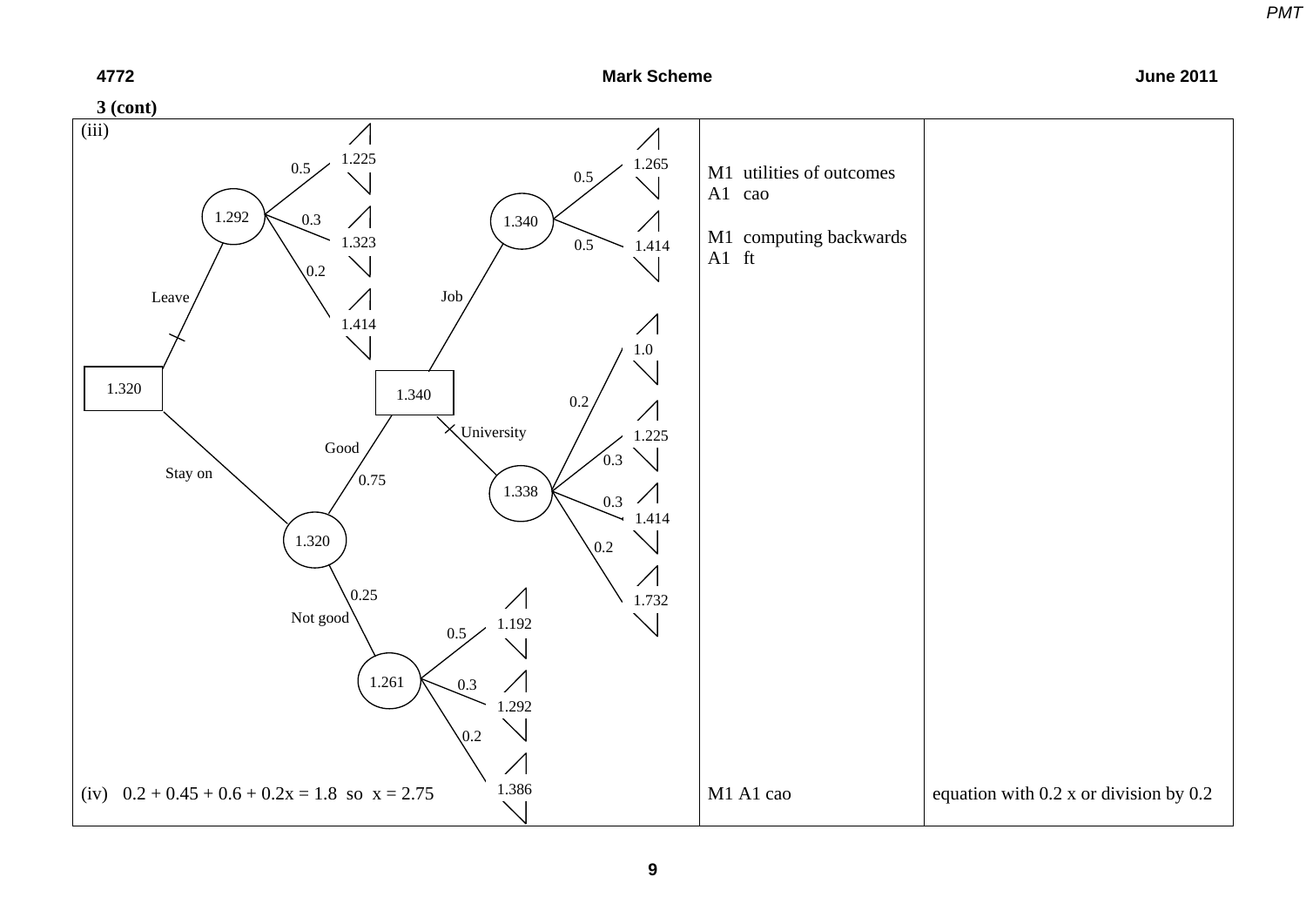**3 (cont)**

(iii)

1.225
0.5
1.292
0.3
1.323
0.2
1.414
Leave
1.320
1.265
0.5
1.340
0.5
1.414
Job
1.340
1.0
0.2
University
1.225
0.3
1.338
0.3
1.414
0.2
1.732
Good
Stay on
0.75
1.320
0.25
Not good
0.5
1.192
1.261
0.3
1.292
0.2
1.386

| | | |
|---|---|---|
| (iii) | M1 utilities of outcomes<br>A1 cao<br><br>M1 computing backwards<br>A1 ft | |
| (iv) $0.2 + 0.45 + 0.6 + 0.2x = 1.8$ so $x = 2.75$ | M1 A1 cao | equation with 0.2 x or division by 0.2 |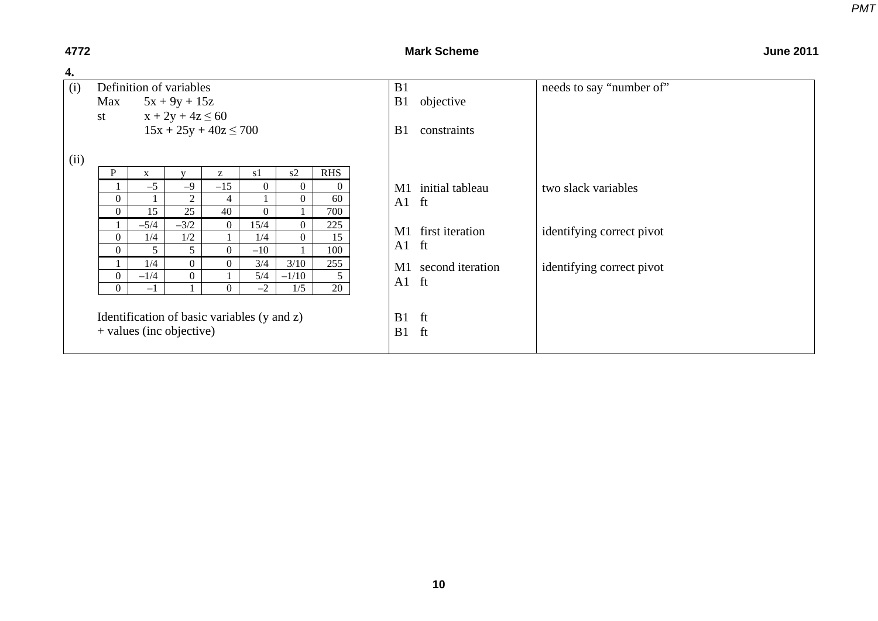## 4.

| | | | |
|---|---|---|---|
| (i) | Definition of variables<br>Max $5x + 9y + 15z$<br>st $x + 2y + 4z \le 60$<br>$15x + 25y + 40z \le 700$ | B1<br>B1 objective<br><br>B1 constraints | needs to say "number of" |
| (ii) | (tableau below) | M1 initial tableau<br>A1 ft<br><br>M1 first iteration<br>A1 ft<br><br>M1 second iteration<br>A1 ft | two slack variables<br><br><br>identifying correct pivot<br><br><br>identifying correct pivot |
| | Identification of basic variables (y and z)<br>+ values (inc objective) | B1 ft<br>B1 ft | |

| P | x | y | z | s1 | s2 | RHS |
|---|---|---|---|---|---|---|
| 1 | –5 | –9 | –15 | 0 | 0 | 0 |
| 0 | 1 | 2 | 4 | 1 | 0 | 60 |
| 0 | 15 | 25 | 40 | 0 | 1 | 700 |
| 1 | –5/4 | –3/2 | 0 | 15/4 | 0 | 225 |
| 0 | 1/4 | 1/2 | 1 | 1/4 | 0 | 15 |
| 0 | 5 | 5 | 0 | –10 | 1 | 100 |
| 1 | 1/4 | 0 | 0 | 3/4 | 3/10 | 255 |
| 0 | –1/4 | 0 | 1 | 5/4 | –1/10 | 5 |
| 0 | –1 | 1 | 0 | –2 | 1/5 | 20 |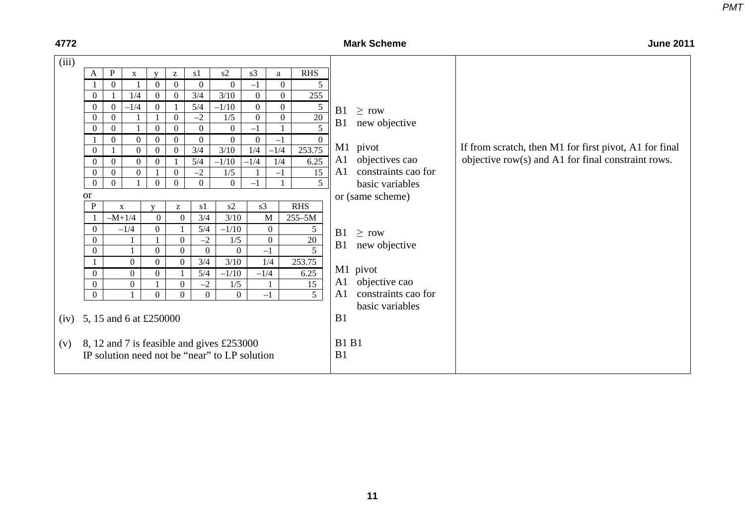| (iii) | | | |
|---|---|---|---|

| A | P | x | y | z | s1 | s2 | s3 | a | RHS |
|---|---|---|---|---|---|---|---|---|---|
| 1 | 0 | 1 | 0 | 0 | 0 | 0 | –1 | 0 | 5 |
| 0 | 1 | 1/4 | 0 | 0 | 3/4 | 3/10 | 0 | 0 | 255 |
| 0 | 0 | –1/4 | 0 | 1 | 5/4 | –1/10 | 0 | 0 | 5 |
| 0 | 0 | 1 | 1 | 0 | –2 | 1/5 | 0 | 0 | 20 |
| 0 | 0 | 1 | 0 | 0 | 0 | 0 | –1 | 1 | 5 |
| 1 | 0 | 0 | 0 | 0 | 0 | 0 | 0 | –1 | 0 |
| 0 | 1 | 0 | 0 | 0 | 3/4 | 3/10 | 1/4 | –1/4 | 253.75 |
| 0 | 0 | 0 | 0 | 1 | 5/4 | –1/10 | –1/4 | 1/4 | 6.25 |
| 0 | 0 | 0 | 1 | 0 | –2 | 1/5 | 1 | –1 | 15 |
| 0 | 0 | 1 | 0 | 0 | 0 | 0 | –1 | 1 | 5 |

B1 $\geq$ row
B1 new objective

M1 pivot
A1 objectives cao
A1 constraints cao for basic variables

If from scratch, then M1 for first pivot, A1 for final objective row(s) and A1 for final constraint rows.

or

| P | x | y | z | s1 | s2 | s3 | RHS |
|---|---|---|---|---|---|---|---|
| 1 | –M+1/4 | 0 | 0 | 3/4 | 3/10 | M | 255–5M |
| 0 | –1/4 | 0 | 1 | 5/4 | –1/10 | 0 | 5 |
| 0 | 1 | 1 | 0 | –2 | 1/5 | 0 | 20 |
| 0 | 1 | 0 | 0 | 0 | 0 | –1 | 5 |
| 1 | 0 | 0 | 0 | 3/4 | 3/10 | 1/4 | 253.75 |
| 0 | 0 | 0 | 1 | 5/4 | –1/10 | –1/4 | 6.25 |
| 0 | 0 | 1 | 0 | –2 | 1/5 | 1 | 15 |
| 0 | 1 | 0 | 0 | 0 | 0 | –1 | 5 |

or (same scheme)

B1 $\geq$ row
B1 new objective

M1 pivot
A1 objective cao
A1 constraints cao for basic variables

(iv) 5, 15 and 6 at £250000 — B1

(v) 8, 12 and 7 is feasible and gives £253000 — B1 B1

IP solution need not be "near" to LP solution — B1